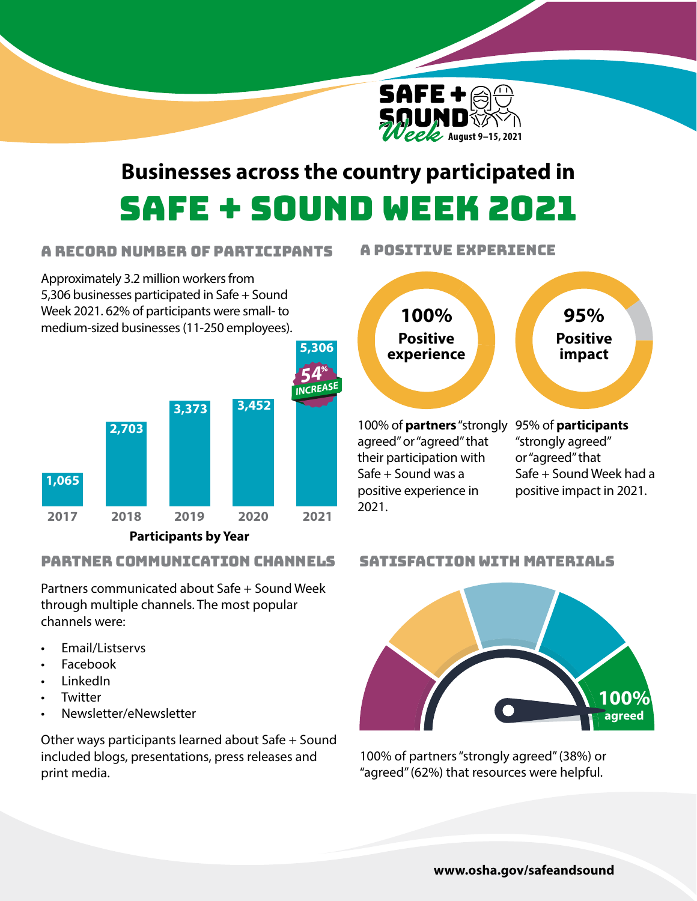SAFE + SOUND Week August 9–15, 2021

# Businesses across the country participated in SAFE + SOUND WEEK 2021

## A RECORD NUMBER OF PARTICIPANTS

Approximately 3.2 million workers from 5,306 businesses participated in Safe + Sound Week 2021. 62% of participants were small- to medium-sized businesses (11-250 employees).

**Participants by Year**

| Year | Participants |
|---|---|
| 2017 | 1,065 |
| 2018 | 2,703 |
| 2019 | 3,373 |
| 2020 | 3,452 |
| 2021 | 5,306 |

54% INCREASE

## A POSITIVE EXPERIENCE

**100% Positive experience**

100% of **partners** "strongly agreed" or "agreed" that their participation with Safe + Sound was a positive experience in 2021.

**95% Positive impact**

95% of **participants** "strongly agreed" or "agreed" that Safe + Sound Week had a positive impact in 2021.

## PARTNER COMMUNICATION CHANNELS

Partners communicated about Safe + Sound Week through multiple channels. The most popular channels were:

- Email/Listservs
- Facebook
- LinkedIn
- Twitter
- Newsletter/eNewsletter

Other ways participants learned about Safe + Sound included blogs, presentations, press releases and print media.

## SATISFACTION WITH MATERIALS

**100% agreed**

100% of partners "strongly agreed" (38%) or "agreed" (62%) that resources were helpful.

www.osha.gov/safeandsound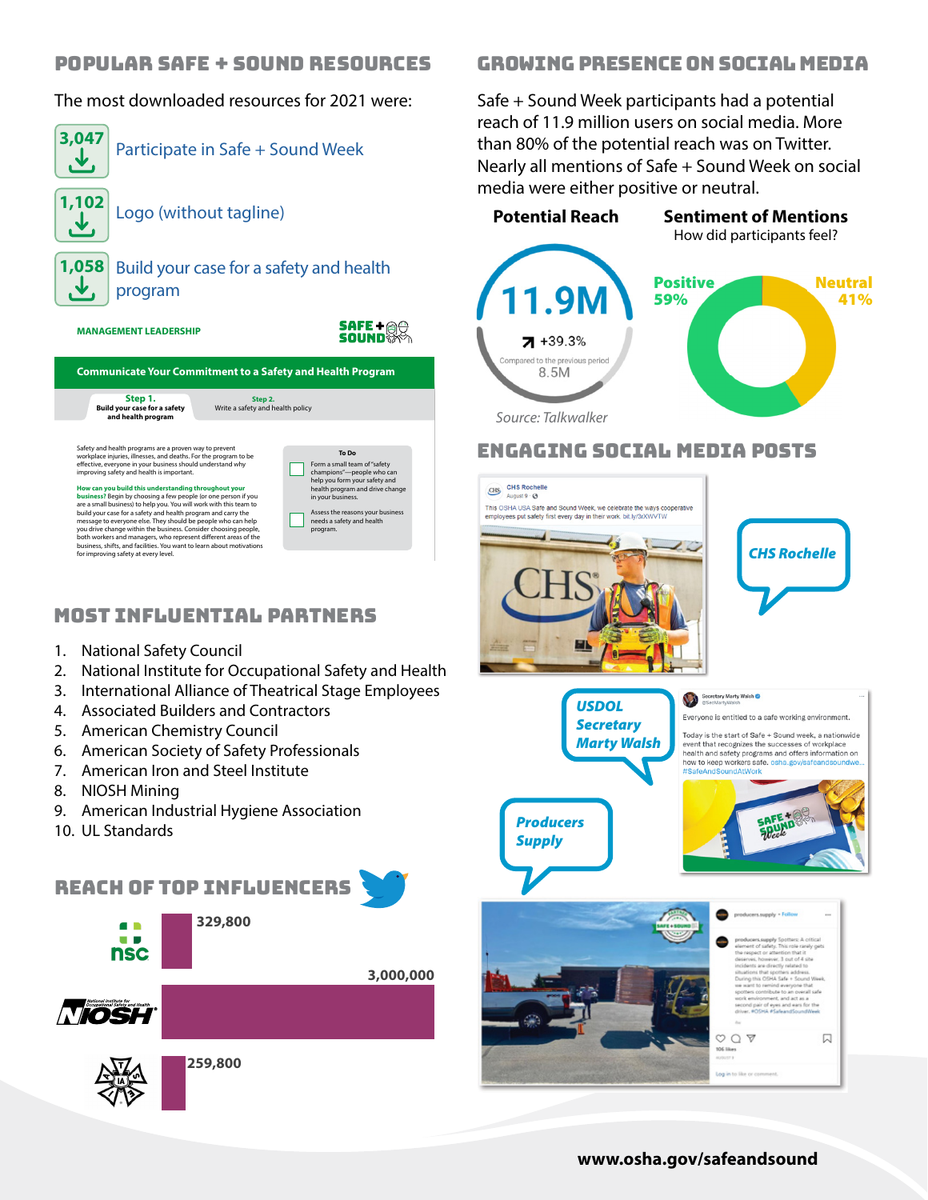## POPULAR SAFE + SOUND RESOURCES

The most downloaded resources for 2021 were:

3,047 — Participate in Safe + Sound Week

1,102 — Logo (without tagline)

1,058 — Build your case for a safety and health program

MANAGEMENT LEADERSHIP

SAFE + SOUND

Communicate Your Commitment to a Safety and Health Program

Step 1. Build your case for a safety and health program

Step 2. Write a safety and health policy

Safety and health programs are a proven way to prevent workplace injuries, illnesses, and deaths. For the program to be effective, everyone in your business should understand why improving safety and health is important.

How can you build this understanding throughout your business? Begin by choosing a few people (or one person if you are a small business) to help you. You will work with this team to build your case for a safety and health program and carry the message to everyone else. They should be people who can help you drive change within the business. Consider choosing people, both workers and managers, who represent different areas of the business, shifts, and facilities. You want to learn about motivations for improving safety at every level.

To Do

- Form a small team of "safety champions"—people who can help you form your safety and health program and drive change in your business.
- Assess the reasons your business needs a safety and health program.

## MOST INFLUENTIAL PARTNERS

1. National Safety Council
2. National Institute for Occupational Safety and Health
3. International Alliance of Theatrical Stage Employees
4. Associated Builders and Contractors
5. American Chemistry Council
6. American Society of Safety Professionals
7. American Iron and Steel Institute
8. NIOSH Mining
9. American Industrial Hygiene Association
10. UL Standards

## REACH OF TOP INFLUENCERS

nsc 329,800

NIOSH 3,000,000

IATSE 259,800

## GROWING PRESENCE ON SOCIAL MEDIA

Safe + Sound Week participants had a potential reach of 11.9 million users on social media. More than 80% of the potential reach was on Twitter. Nearly all mentions of Safe + Sound Week on social media were either positive or neutral.

**Potential Reach**

11.9M

+39.3%

Compared to the previous period 8.5M

*Source: Talkwalker*

**Sentiment of Mentions**

How did participants feel?

Positive 59%

Neutral 41%

## ENGAGING SOCIAL MEDIA POSTS

*CHS Rochelle*

CHS Rochelle — This OSHA USA Safe and Sound Week, we celebrate the ways cooperative employees put safety first every day in their work. bit.ly/3rXWVTW

*USDOL Secretary Marty Walsh*

Secretary Marty Walsh — Everyone is entitled to a safe working environment.

Today is the start of Safe + Sound week, a nationwide event that recognizes the successes of workplace health and safety programs and offers information on how to keep workers safe. osha.gov/safeandsoundwe... #SafeAndSoundAtWork

*Producers Supply*

producers.supply Spotters: A critical element of safety. This role rarely gets the respect or attention that it deserves, however, 3 out of 4 site incidents are directly related to situations that spotters address. During this OSHA Safe + Sound Week, we want to remind everyone that spotters contribute to an overall safe work environment, and act as a second pair of eyes and ears for the driver. #OSHA #SafeandSoundWeek

www.osha.gov/safeandsound